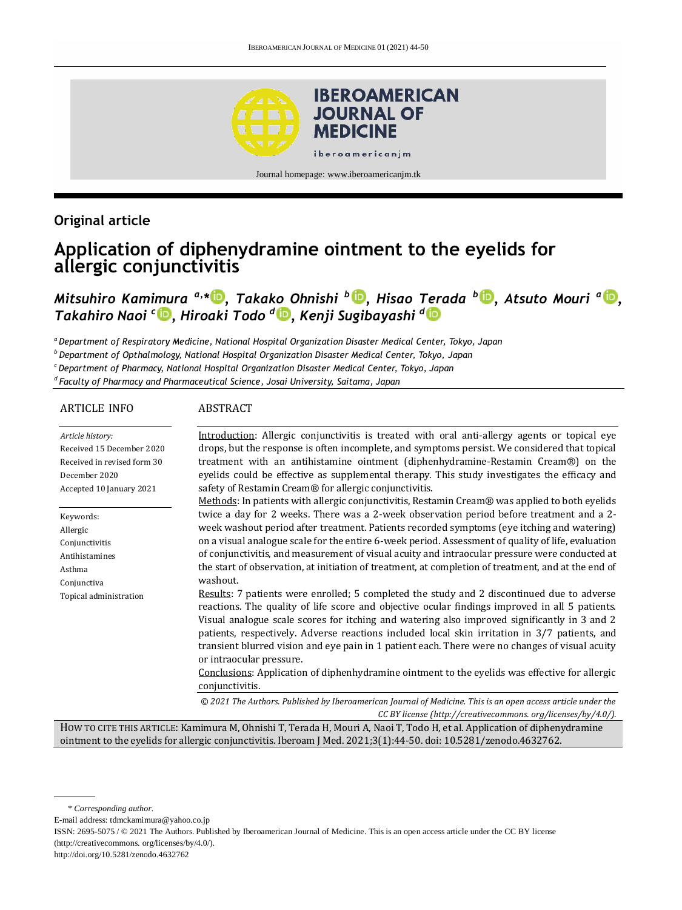## Original article

# Application of diphenydramine ointment to the eyelids for allergic conjunctivitis

*Mitsuhiro Kamimura* [a,*], *Takako Ohnishi* [b], *Hisao Terada* [b], *Atsuto Mouri* [a], *Takahiro Naoi* [c], *Hiroaki Todo* [d], *Kenji Sugibayashi* [d]

[a] *Department of Respiratory Medicine, National Hospital Organization Disaster Medical Center, Tokyo, Japan*

[b] *Department of Opthalmology, National Hospital Organization Disaster Medical Center, Tokyo, Japan*

[c] *Department of Pharmacy, National Hospital Organization Disaster Medical Center, Tokyo, Japan*

[d] *Faculty of Pharmacy and Pharmaceutical Science, Josai University, Saitama, Japan*

## ARTICLE INFO

*Article history:*
Received 15 December 2020
Received in revised form 30 December 2020
Accepted 10 January 2021

Keywords:
Allergic
Conjunctivitis
Antihistamines
Asthma
Conjunctiva
Topical administration

## ABSTRACT

Introduction: Allergic conjunctivitis is treated with oral anti-allergy agents or topical eye drops, but the response is often incomplete, and symptoms persist. We considered that topical treatment with an antihistamine ointment (diphenhydramine-Restamin Cream®) on the eyelids could be effective as supplemental therapy. This study investigates the efficacy and safety of Restamin Cream® for allergic conjunctivitis.

Methods: In patients with allergic conjunctivitis, Restamin Cream® was applied to both eyelids twice a day for 2 weeks. There was a 2-week observation period before treatment and a 2-week washout period after treatment. Patients recorded symptoms (eye itching and watering) on a visual analogue scale for the entire 6-week period. Assessment of quality of life, evaluation of conjunctivitis, and measurement of visual acuity and intraocular pressure were conducted at the start of observation, at initiation of treatment, at completion of treatment, and at the end of washout.

Results: 7 patients were enrolled; 5 completed the study and 2 discontinued due to adverse reactions. The quality of life score and objective ocular findings improved in all 5 patients. Visual analogue scale scores for itching and watering also improved significantly in 3 and 2 patients, respectively. Adverse reactions included local skin irritation in 3/7 patients, and transient blurred vision and eye pain in 1 patient each. There were no changes of visual acuity or intraocular pressure.

Conclusions: Application of diphenhydramine ointment to the eyelids was effective for allergic conjunctivitis.

*© 2021 The Authors. Published by Iberoamerican Journal of Medicine. This is an open access article under the CC BY license (http://creativecommons. org/licenses/by/4.0/).*

HOW TO CITE THIS ARTICLE: Kamimura M, Ohnishi T, Terada H, Mouri A, Naoi T, Todo H, et al. Application of diphenydramine ointment to the eyelids for allergic conjunctivitis. Iberoam J Med. 2021;3(1):44-50. doi: 10.5281/zenodo.4632762.

\* *Corresponding author.*
E-mail address: tdmckamimura@yahoo.co.jp
ISSN: 2695-5075 / © 2021 The Authors. Published by Iberoamerican Journal of Medicine. This is an open access article under the CC BY license (http://creativecommons. org/licenses/by/4.0/).
http://doi.org/10.5281/zenodo.4632762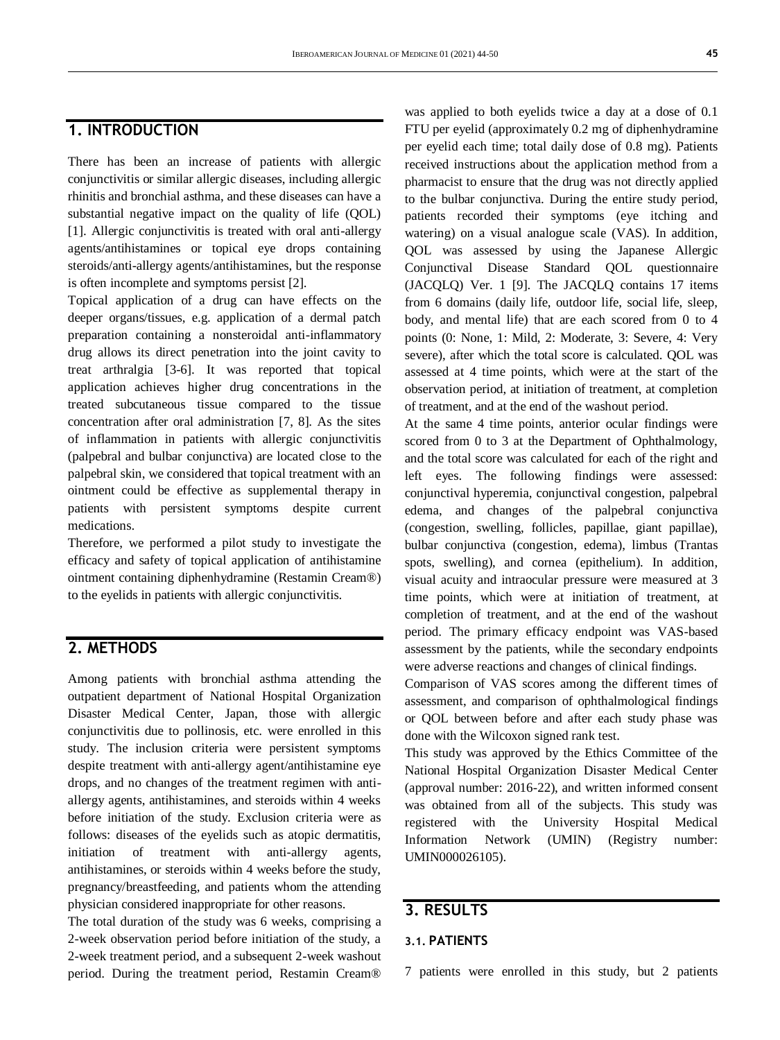## 1. INTRODUCTION

There has been an increase of patients with allergic conjunctivitis or similar allergic diseases, including allergic rhinitis and bronchial asthma, and these diseases can have a substantial negative impact on the quality of life (QOL) [1]. Allergic conjunctivitis is treated with oral anti-allergy agents/antihistamines or topical eye drops containing steroids/anti-allergy agents/antihistamines, but the response is often incomplete and symptoms persist [2].

Topical application of a drug can have effects on the deeper organs/tissues, e.g. application of a dermal patch preparation containing a nonsteroidal anti-inflammatory drug allows its direct penetration into the joint cavity to treat arthralgia [3-6]. It was reported that topical application achieves higher drug concentrations in the treated subcutaneous tissue compared to the tissue concentration after oral administration [7, 8]. As the sites of inflammation in patients with allergic conjunctivitis (palpebral and bulbar conjunctiva) are located close to the palpebral skin, we considered that topical treatment with an ointment could be effective as supplemental therapy in patients with persistent symptoms despite current medications.

Therefore, we performed a pilot study to investigate the efficacy and safety of topical application of antihistamine ointment containing diphenhydramine (Restamin Cream®) to the eyelids in patients with allergic conjunctivitis.

## 2. METHODS

Among patients with bronchial asthma attending the outpatient department of National Hospital Organization Disaster Medical Center, Japan, those with allergic conjunctivitis due to pollinosis, etc. were enrolled in this study. The inclusion criteria were persistent symptoms despite treatment with anti-allergy agent/antihistamine eye drops, and no changes of the treatment regimen with anti-allergy agents, antihistamines, and steroids within 4 weeks before initiation of the study. Exclusion criteria were as follows: diseases of the eyelids such as atopic dermatitis, initiation of treatment with anti-allergy agents, antihistamines, or steroids within 4 weeks before the study, pregnancy/breastfeeding, and patients whom the attending physician considered inappropriate for other reasons.

The total duration of the study was 6 weeks, comprising a 2-week observation period before initiation of the study, a 2-week treatment period, and a subsequent 2-week washout period. During the treatment period, Restamin Cream® was applied to both eyelids twice a day at a dose of 0.1 FTU per eyelid (approximately 0.2 mg of diphenhydramine per eyelid each time; total daily dose of 0.8 mg). Patients received instructions about the application method from a pharmacist to ensure that the drug was not directly applied to the bulbar conjunctiva. During the entire study period, patients recorded their symptoms (eye itching and watering) on a visual analogue scale (VAS). In addition, QOL was assessed by using the Japanese Allergic Conjunctival Disease Standard QOL questionnaire (JACQLQ) Ver. 1 [9]. The JACQLQ contains 17 items from 6 domains (daily life, outdoor life, social life, sleep, body, and mental life) that are each scored from 0 to 4 points (0: None, 1: Mild, 2: Moderate, 3: Severe, 4: Very severe), after which the total score is calculated. QOL was assessed at 4 time points, which were at the start of the observation period, at initiation of treatment, at completion of treatment, and at the end of the washout period.

At the same 4 time points, anterior ocular findings were scored from 0 to 3 at the Department of Ophthalmology, and the total score was calculated for each of the right and left eyes. The following findings were assessed: conjunctival hyperemia, conjunctival congestion, palpebral edema, and changes of the palpebral conjunctiva (congestion, swelling, follicles, papillae, giant papillae), bulbar conjunctiva (congestion, edema), limbus (Trantas spots, swelling), and cornea (epithelium). In addition, visual acuity and intraocular pressure were measured at 3 time points, which were at initiation of treatment, at completion of treatment, and at the end of the washout period. The primary efficacy endpoint was VAS-based assessment by the patients, while the secondary endpoints were adverse reactions and changes of clinical findings.

Comparison of VAS scores among the different times of assessment, and comparison of ophthalmological findings or QOL between before and after each study phase was done with the Wilcoxon signed rank test.

This study was approved by the Ethics Committee of the National Hospital Organization Disaster Medical Center (approval number: 2016-22), and written informed consent was obtained from all of the subjects. This study was registered with the University Hospital Medical Information Network (UMIN) (Registry number: UMIN000026105).

## 3. RESULTS

### 3.1. PATIENTS

7 patients were enrolled in this study, but 2 patients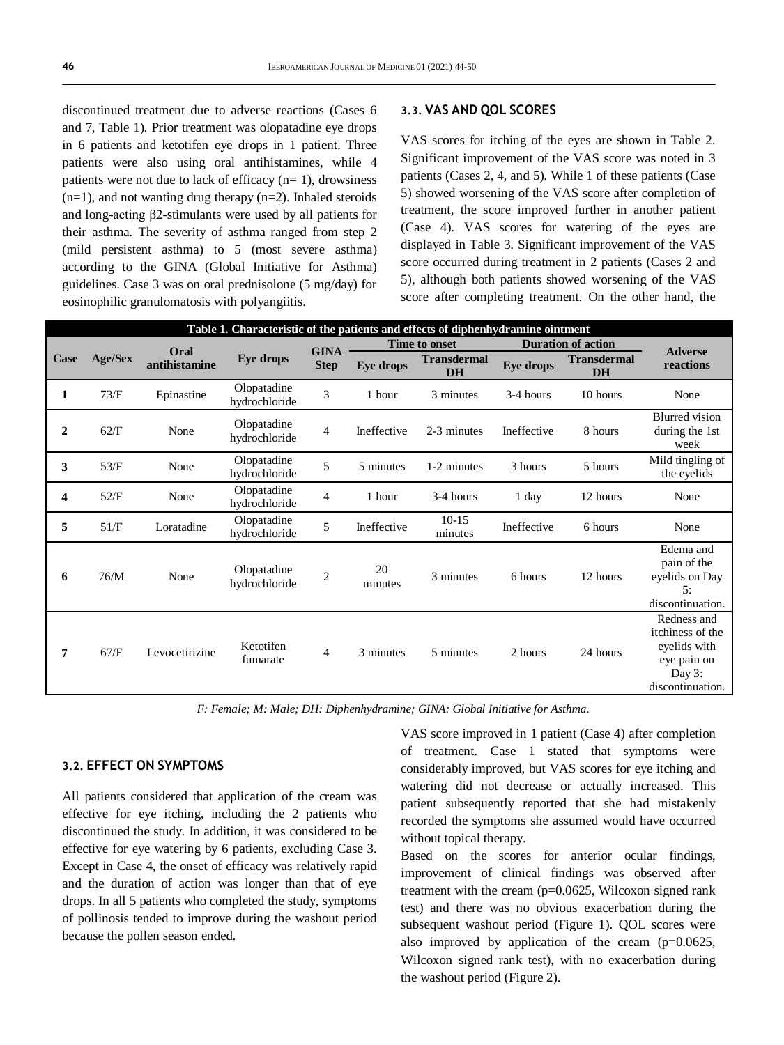discontinued treatment due to adverse reactions (Cases 6 and 7, Table 1). Prior treatment was olopatadine eye drops in 6 patients and ketotifen eye drops in 1 patient. Three patients were also using oral antihistamines, while 4 patients were not due to lack of efficacy (n= 1), drowsiness (n=1), and not wanting drug therapy (n=2). Inhaled steroids and long-acting β2-stimulants were used by all patients for their asthma. The severity of asthma ranged from step 2 (mild persistent asthma) to 5 (most severe asthma) according to the GINA (Global Initiative for Asthma) guidelines. Case 3 was on oral prednisolone (5 mg/day) for eosinophilic granulomatosis with polyangiitis.

**Table 1. Characteristic of the patients and effects of diphenhydramine ointment**

| Case | Age/Sex | Oral antihistamine | Eye drops | GINA Step | Time to onset | | Duration of action | | Adverse reactions |
|---|---|---|---|---|---|---|---|---|---|
| | | | | | Eye drops | Transdermal DH | Eye drops | Transdermal DH | |
| 1 | 73/F | Epinastine | Olopatadine hydrochloride | 3 | 1 hour | 3 minutes | 3-4 hours | 10 hours | None |
| 2 | 62/F | None | Olopatadine hydrochloride | 4 | Ineffective | 2-3 minutes | Ineffective | 8 hours | Blurred vision during the 1st week |
| 3 | 53/F | None | Olopatadine hydrochloride | 5 | 5 minutes | 1-2 minutes | 3 hours | 5 hours | Mild tingling of the eyelids |
| 4 | 52/F | None | Olopatadine hydrochloride | 4 | 1 hour | 3-4 hours | 1 day | 12 hours | None |
| 5 | 51/F | Loratadine | Olopatadine hydrochloride | 5 | Ineffective | 10-15 minutes | Ineffective | 6 hours | None |
| 6 | 76/M | None | Olopatadine hydrochloride | 2 | 20 minutes | 3 minutes | 6 hours | 12 hours | Edema and pain of the eyelids on Day 5: discontinuation. |
| 7 | 67/F | Levocetirizine | Ketotifen fumarate | 4 | 3 minutes | 5 minutes | 2 hours | 24 hours | Redness and itchiness of the eyelids with eye pain on Day 3: discontinuation. |

*F: Female; M: Male; DH: Diphenhydramine; GINA: Global Initiative for Asthma.*

### 3.2. EFFECT ON SYMPTOMS

All patients considered that application of the cream was effective for eye itching, including the 2 patients who discontinued the study. In addition, it was considered to be effective for eye watering by 6 patients, excluding Case 3. Except in Case 4, the onset of efficacy was relatively rapid and the duration of action was longer than that of eye drops. In all 5 patients who completed the study, symptoms of pollinosis tended to improve during the washout period because the pollen season ended.

### 3.3. VAS AND QOL SCORES

VAS scores for itching of the eyes are shown in Table 2. Significant improvement of the VAS score was noted in 3 patients (Cases 2, 4, and 5). While 1 of these patients (Case 5) showed worsening of the VAS score after completion of treatment, the score improved further in another patient (Case 4). VAS scores for watering of the eyes are displayed in Table 3. Significant improvement of the VAS score occurred during treatment in 2 patients (Cases 2 and 5), although both patients showed worsening of the VAS score after completing treatment. On the other hand, the VAS score improved in 1 patient (Case 4) after completion of treatment. Case 1 stated that symptoms were considerably improved, but VAS scores for eye itching and watering did not decrease or actually increased. This patient subsequently reported that she had mistakenly recorded the symptoms she assumed would have occurred without topical therapy.

Based on the scores for anterior ocular findings, improvement of clinical findings was observed after treatment with the cream ($p=0.0625$, Wilcoxon signed rank test) and there was no obvious exacerbation during the subsequent washout period (Figure 1). QOL scores were also improved by application of the cream ($p=0.0625$, Wilcoxon signed rank test), with no exacerbation during the washout period (Figure 2).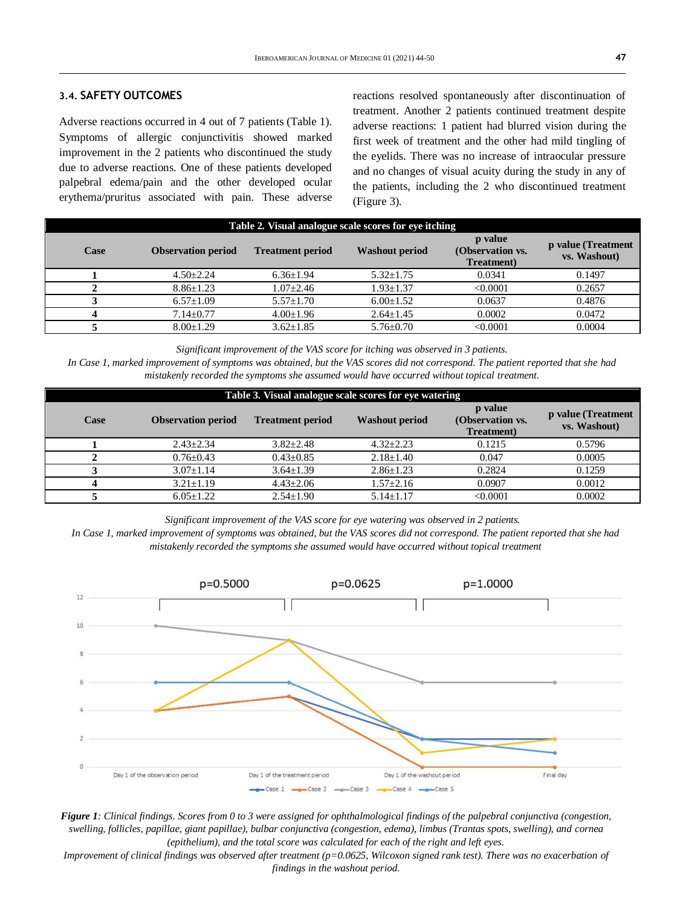### 3.4. SAFETY OUTCOMES

Adverse reactions occurred in 4 out of 7 patients (Table 1). Symptoms of allergic conjunctivitis showed marked improvement in the 2 patients who discontinued the study due to adverse reactions. One of these patients developed palpebral edema/pain and the other developed ocular erythema/pruritus associated with pain. These adverse reactions resolved spontaneously after discontinuation of treatment. Another 2 patients continued treatment despite adverse reactions: 1 patient had blurred vision during the first week of treatment and the other had mild tingling of the eyelids. There was no increase of intraocular pressure and no changes of visual acuity during the study in any of the patients, including the 2 who discontinued treatment (Figure 3).

**Table 2. Visual analogue scale scores for eye itching**

| Case | Observation period | Treatment period | Washout period | p value (Observation vs. Treatment) | p value (Treatment vs. Washout) |
|---|---|---|---|---|---|
| **1** | 4.50±2.24 | 6.36±1.94 | 5.32±1.75 | 0.0341 | 0.1497 |
| **2** | 8.86±1.23 | 1.07±2.46 | 1.93±1.37 | <0.0001 | 0.2657 |
| **3** | 6.57±1.09 | 5.57±1.70 | 6.00±1.52 | 0.0637 | 0.4876 |
| **4** | 7.14±0.77 | 4.00±1.96 | 2.64±1.45 | 0.0002 | 0.0472 |
| **5** | 8.00±1.29 | 3.62±1.85 | 5.76±0.70 | <0.0001 | 0.0004 |

*Significant improvement of the VAS score for itching was observed in 3 patients.*
*In Case 1, marked improvement of symptoms was obtained, but the VAS scores did not correspond. The patient reported that she had mistakenly recorded the symptoms she assumed would have occurred without topical treatment.*

**Table 3. Visual analogue scale scores for eye watering**

| Case | Observation period | Treatment period | Washout period | p value (Observation vs. Treatment) | p value (Treatment vs. Washout) |
|---|---|---|---|---|---|
| **1** | 2.43±2.34 | 3.82±2.48 | 4.32±2.23 | 0.1215 | 0.5796 |
| **2** | 0.76±0.43 | 0.43±0.85 | 2.18±1.40 | 0.047 | 0.0005 |
| **3** | 3.07±1.14 | 3.64±1.39 | 2.86±1.23 | 0.2824 | 0.1259 |
| **4** | 3.21±1.19 | 4.43±2.06 | 1.57±2.16 | 0.0907 | 0.0012 |
| **5** | 6.05±1.22 | 2.54±1.90 | 5.14±1.17 | <0.0001 | 0.0002 |

*Significant improvement of the VAS score for eye watering was observed in 2 patients.*
*In Case 1, marked improvement of symptoms was obtained, but the VAS scores did not correspond. The patient reported that she had mistakenly recorded the symptoms she assumed would have occurred without topical treatment*

***Figure 1****: Clinical findings. Scores from 0 to 3 were assigned for ophthalmological findings of the palpebral conjunctiva (congestion, swelling, follicles, papillae, giant papillae), bulbar conjunctiva (congestion, edema), limbus (Trantas spots, swelling), and cornea (epithelium), and the total score was calculated for each of the right and left eyes.*
*Improvement of clinical findings was observed after treatment (p=0.0625, Wilcoxon signed rank test). There was no exacerbation of findings in the washout period.*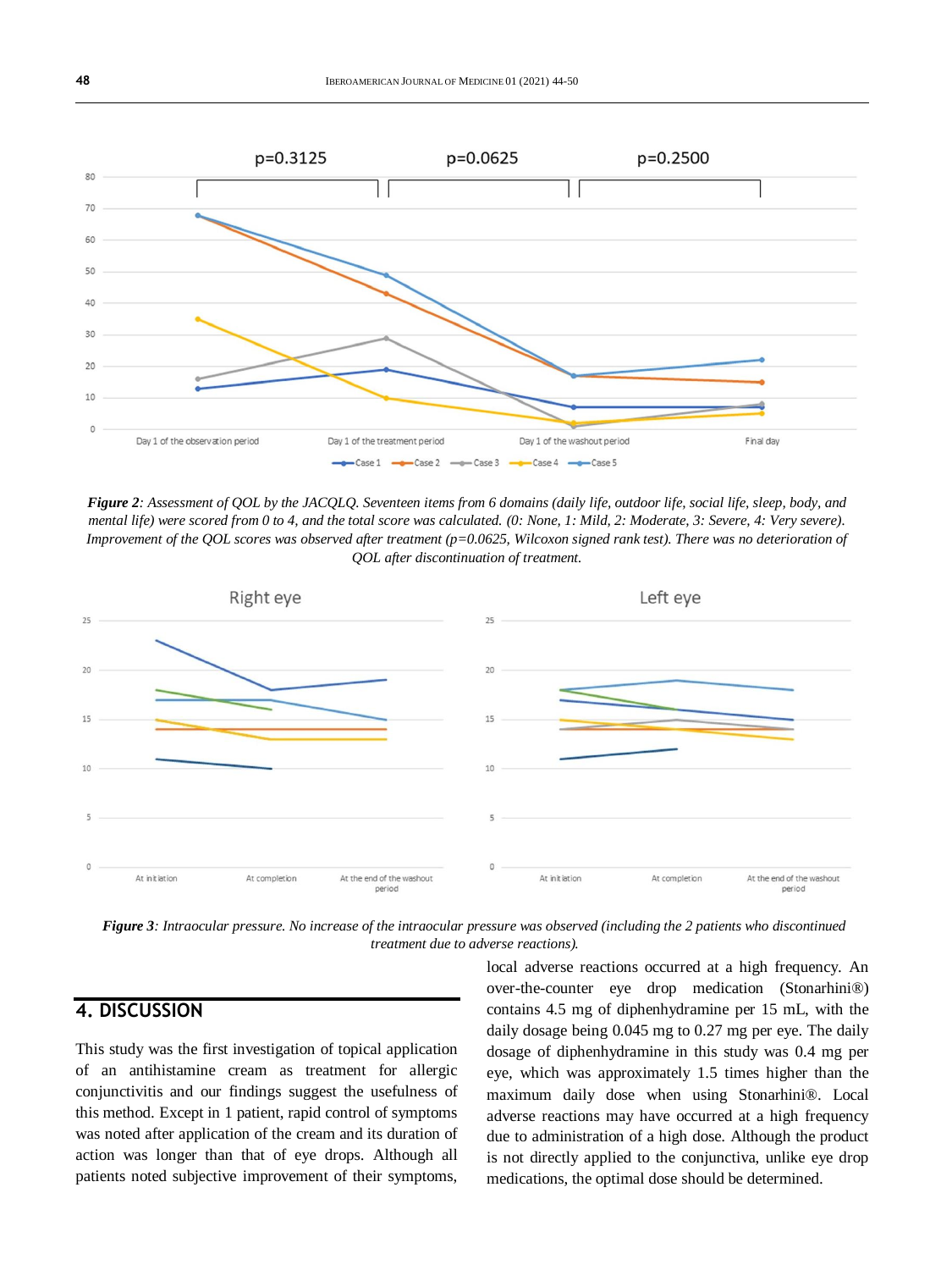*Figure 2: Assessment of QOL by the JACQLQ. Seventeen items from 6 domains (daily life, outdoor life, social life, sleep, body, and mental life) were scored from 0 to 4, and the total score was calculated. (0: None, 1: Mild, 2: Moderate, 3: Severe, 4: Very severe). Improvement of the QOL scores was observed after treatment (p=0.0625, Wilcoxon signed rank test). There was no deterioration of QOL after discontinuation of treatment.*

*Figure 3: Intraocular pressure. No increase of the intraocular pressure was observed (including the 2 patients who discontinued treatment due to adverse reactions).*

## 4. DISCUSSION

This study was the first investigation of topical application of an antihistamine cream as treatment for allergic conjunctivitis and our findings suggest the usefulness of this method. Except in 1 patient, rapid control of symptoms was noted after application of the cream and its duration of action was longer than that of eye drops. Although all patients noted subjective improvement of their symptoms, local adverse reactions occurred at a high frequency. An over-the-counter eye drop medication (Stonarhini®) contains 4.5 mg of diphenhydramine per 15 mL, with the daily dosage being 0.045 mg to 0.27 mg per eye. The daily dosage of diphenhydramine in this study was 0.4 mg per eye, which was approximately 1.5 times higher than the maximum daily dose when using Stonarhini®. Local adverse reactions may have occurred at a high frequency due to administration of a high dose. Although the product is not directly applied to the conjunctiva, unlike eye drop medications, the optimal dose should be determined.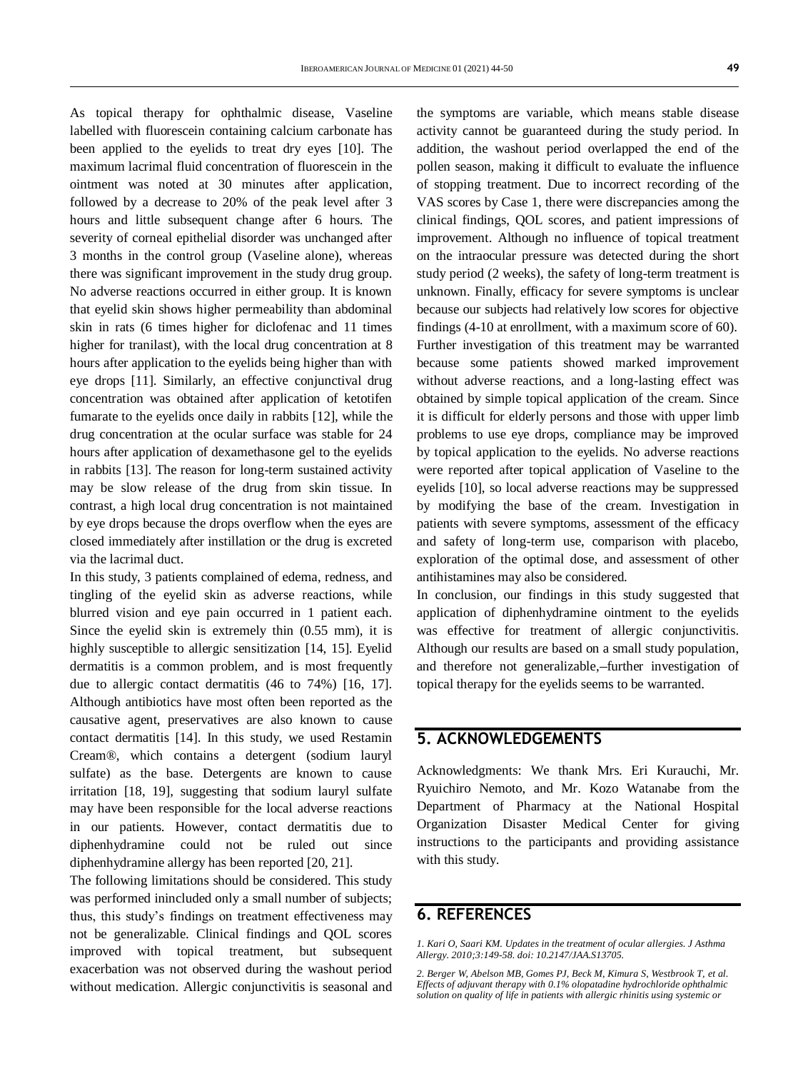As topical therapy for ophthalmic disease, Vaseline labelled with fluorescein containing calcium carbonate has been applied to the eyelids to treat dry eyes [10]. The maximum lacrimal fluid concentration of fluorescein in the ointment was noted at 30 minutes after application, followed by a decrease to 20% of the peak level after 3 hours and little subsequent change after 6 hours. The severity of corneal epithelial disorder was unchanged after 3 months in the control group (Vaseline alone), whereas there was significant improvement in the study drug group. No adverse reactions occurred in either group. It is known that eyelid skin shows higher permeability than abdominal skin in rats (6 times higher for diclofenac and 11 times higher for tranilast), with the local drug concentration at 8 hours after application to the eyelids being higher than with eye drops [11]. Similarly, an effective conjunctival drug concentration was obtained after application of ketotifen fumarate to the eyelids once daily in rabbits [12], while the drug concentration at the ocular surface was stable for 24 hours after application of dexamethasone gel to the eyelids in rabbits [13]. The reason for long-term sustained activity may be slow release of the drug from skin tissue. In contrast, a high local drug concentration is not maintained by eye drops because the drops overflow when the eyes are closed immediately after instillation or the drug is excreted via the lacrimal duct.

In this study, 3 patients complained of edema, redness, and tingling of the eyelid skin as adverse reactions, while blurred vision and eye pain occurred in 1 patient each. Since the eyelid skin is extremely thin (0.55 mm), it is highly susceptible to allergic sensitization [14, 15]. Eyelid dermatitis is a common problem, and is most frequently due to allergic contact dermatitis (46 to 74%) [16, 17]. Although antibiotics have most often been reported as the causative agent, preservatives are also known to cause contact dermatitis [14]. In this study, we used Restamin Cream®, which contains a detergent (sodium lauryl sulfate) as the base. Detergents are known to cause irritation [18, 19], suggesting that sodium lauryl sulfate may have been responsible for the local adverse reactions in our patients. However, contact dermatitis due to diphenhydramine could not be ruled out since diphenhydramine allergy has been reported [20, 21].

The following limitations should be considered. This study was performed inincluded only a small number of subjects; thus, this study's findings on treatment effectiveness may not be generalizable. Clinical findings and QOL scores improved with topical treatment, but subsequent exacerbation was not observed during the washout period without medication. Allergic conjunctivitis is seasonal and the symptoms are variable, which means stable disease activity cannot be guaranteed during the study period. In addition, the washout period overlapped the end of the pollen season, making it difficult to evaluate the influence of stopping treatment. Due to incorrect recording of the VAS scores by Case 1, there were discrepancies among the clinical findings, QOL scores, and patient impressions of improvement. Although no influence of topical treatment on the intraocular pressure was detected during the short study period (2 weeks), the safety of long-term treatment is unknown. Finally, efficacy for severe symptoms is unclear because our subjects had relatively low scores for objective findings (4-10 at enrollment, with a maximum score of 60). Further investigation of this treatment may be warranted because some patients showed marked improvement without adverse reactions, and a long-lasting effect was obtained by simple topical application of the cream. Since it is difficult for elderly persons and those with upper limb problems to use eye drops, compliance may be improved by topical application to the eyelids. No adverse reactions were reported after topical application of Vaseline to the eyelids [10], so local adverse reactions may be suppressed by modifying the base of the cream. Investigation in patients with severe symptoms, assessment of the efficacy and safety of long-term use, comparison with placebo, exploration of the optimal dose, and assessment of other antihistamines may also be considered.

In conclusion, our findings in this study suggested that application of diphenhydramine ointment to the eyelids was effective for treatment of allergic conjunctivitis. Although our results are based on a small study population, and therefore not generalizable,–further investigation of topical therapy for the eyelids seems to be warranted.

## 5. ACKNOWLEDGEMENTS

Acknowledgments: We thank Mrs. Eri Kurauchi, Mr. Ryuichiro Nemoto, and Mr. Kozo Watanabe from the Department of Pharmacy at the National Hospital Organization Disaster Medical Center for giving instructions to the participants and providing assistance with this study.

## 6. REFERENCES

*1. Kari O, Saari KM. Updates in the treatment of ocular allergies. J Asthma Allergy. 2010;3:149-58. doi: 10.2147/JAA.S13705.*

*2. Berger W, Abelson MB, Gomes PJ, Beck M, Kimura S, Westbrook T, et al. Effects of adjuvant therapy with 0.1% olopatadine hydrochloride ophthalmic solution on quality of life in patients with allergic rhinitis using systemic or*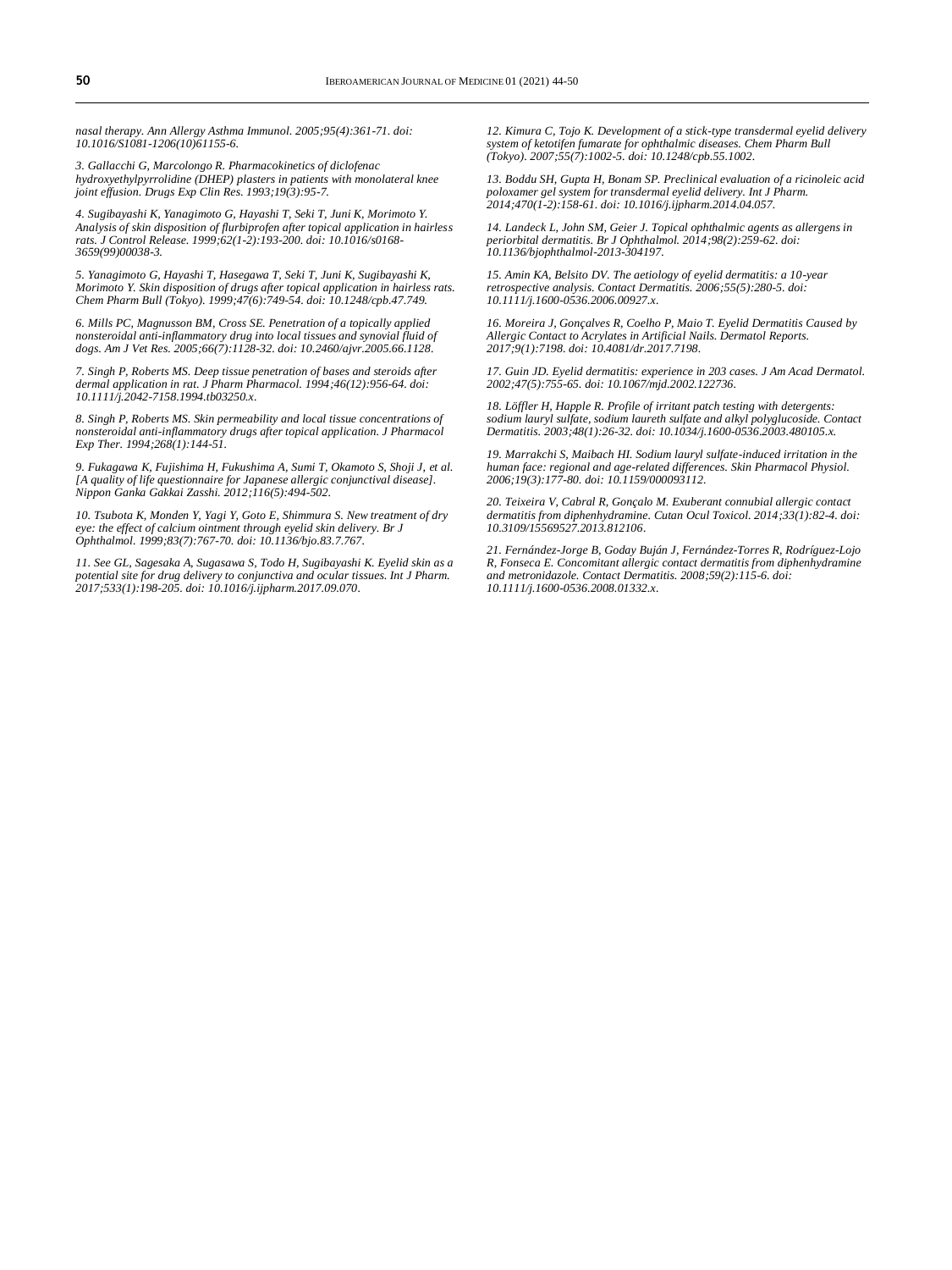*nasal therapy. Ann Allergy Asthma Immunol. 2005;95(4):361-71. doi: 10.1016/S1081-1206(10)61155-6.*

*3. Gallacchi G, Marcolongo R. Pharmacokinetics of diclofenac hydroxyethylpyrrolidine (DHEP) plasters in patients with monolateral knee joint effusion. Drugs Exp Clin Res. 1993;19(3):95-7.*

*4. Sugibayashi K, Yanagimoto G, Hayashi T, Seki T, Juni K, Morimoto Y. Analysis of skin disposition of flurbiprofen after topical application in hairless rats. J Control Release. 1999;62(1-2):193-200. doi: 10.1016/s0168-3659(99)00038-3.*

*5. Yanagimoto G, Hayashi T, Hasegawa T, Seki T, Juni K, Sugibayashi K, Morimoto Y. Skin disposition of drugs after topical application in hairless rats. Chem Pharm Bull (Tokyo). 1999;47(6):749-54. doi: 10.1248/cpb.47.749.*

*6. Mills PC, Magnusson BM, Cross SE. Penetration of a topically applied nonsteroidal anti-inflammatory drug into local tissues and synovial fluid of dogs. Am J Vet Res. 2005;66(7):1128-32. doi: 10.2460/ajvr.2005.66.1128.*

*7. Singh P, Roberts MS. Deep tissue penetration of bases and steroids after dermal application in rat. J Pharm Pharmacol. 1994;46(12):956-64. doi: 10.1111/j.2042-7158.1994.tb03250.x.*

*8. Singh P, Roberts MS. Skin permeability and local tissue concentrations of nonsteroidal anti-inflammatory drugs after topical application. J Pharmacol Exp Ther. 1994;268(1):144-51.*

*9. Fukagawa K, Fujishima H, Fukushima A, Sumi T, Okamoto S, Shoji J, et al. [A quality of life questionnaire for Japanese allergic conjunctival disease]. Nippon Ganka Gakkai Zasshi. 2012;116(5):494-502.*

*10. Tsubota K, Monden Y, Yagi Y, Goto E, Shimmura S. New treatment of dry eye: the effect of calcium ointment through eyelid skin delivery. Br J Ophthalmol. 1999;83(7):767-70. doi: 10.1136/bjo.83.7.767.*

*11. See GL, Sagesaka A, Sugasawa S, Todo H, Sugibayashi K. Eyelid skin as a potential site for drug delivery to conjunctiva and ocular tissues. Int J Pharm. 2017;533(1):198-205. doi: 10.1016/j.ijpharm.2017.09.070.*

*12. Kimura C, Tojo K. Development of a stick-type transdermal eyelid delivery system of ketotifen fumarate for ophthalmic diseases. Chem Pharm Bull (Tokyo). 2007;55(7):1002-5. doi: 10.1248/cpb.55.1002.*

*13. Boddu SH, Gupta H, Bonam SP. Preclinical evaluation of a ricinoleic acid poloxamer gel system for transdermal eyelid delivery. Int J Pharm. 2014;470(1-2):158-61. doi: 10.1016/j.ijpharm.2014.04.057.*

*14. Landeck L, John SM, Geier J. Topical ophthalmic agents as allergens in periorbital dermatitis. Br J Ophthalmol. 2014;98(2):259-62. doi: 10.1136/bjophthalmol-2013-304197.*

*15. Amin KA, Belsito DV. The aetiology of eyelid dermatitis: a 10-year retrospective analysis. Contact Dermatitis. 2006;55(5):280-5. doi: 10.1111/j.1600-0536.2006.00927.x.*

*16. Moreira J, Gonçalves R, Coelho P, Maio T. Eyelid Dermatitis Caused by Allergic Contact to Acrylates in Artificial Nails. Dermatol Reports. 2017;9(1):7198. doi: 10.4081/dr.2017.7198.*

*17. Guin JD. Eyelid dermatitis: experience in 203 cases. J Am Acad Dermatol. 2002;47(5):755-65. doi: 10.1067/mjd.2002.122736.*

*18. Löffler H, Happle R. Profile of irritant patch testing with detergents: sodium lauryl sulfate, sodium laureth sulfate and alkyl polyglucoside. Contact Dermatitis. 2003;48(1):26-32. doi: 10.1034/j.1600-0536.2003.480105.x.*

*19. Marrakchi S, Maibach HI. Sodium lauryl sulfate-induced irritation in the human face: regional and age-related differences. Skin Pharmacol Physiol. 2006;19(3):177-80. doi: 10.1159/000093112.*

*20. Teixeira V, Cabral R, Gonçalo M. Exuberant connubial allergic contact dermatitis from diphenhydramine. Cutan Ocul Toxicol. 2014;33(1):82-4. doi: 10.3109/15569527.2013.812106.*

*21. Fernández-Jorge B, Goday Buján J, Fernández-Torres R, Rodríguez-Lojo R, Fonseca E. Concomitant allergic contact dermatitis from diphenhydramine and metronidazole. Contact Dermatitis. 2008;59(2):115-6. doi: 10.1111/j.1600-0536.2008.01332.x.*